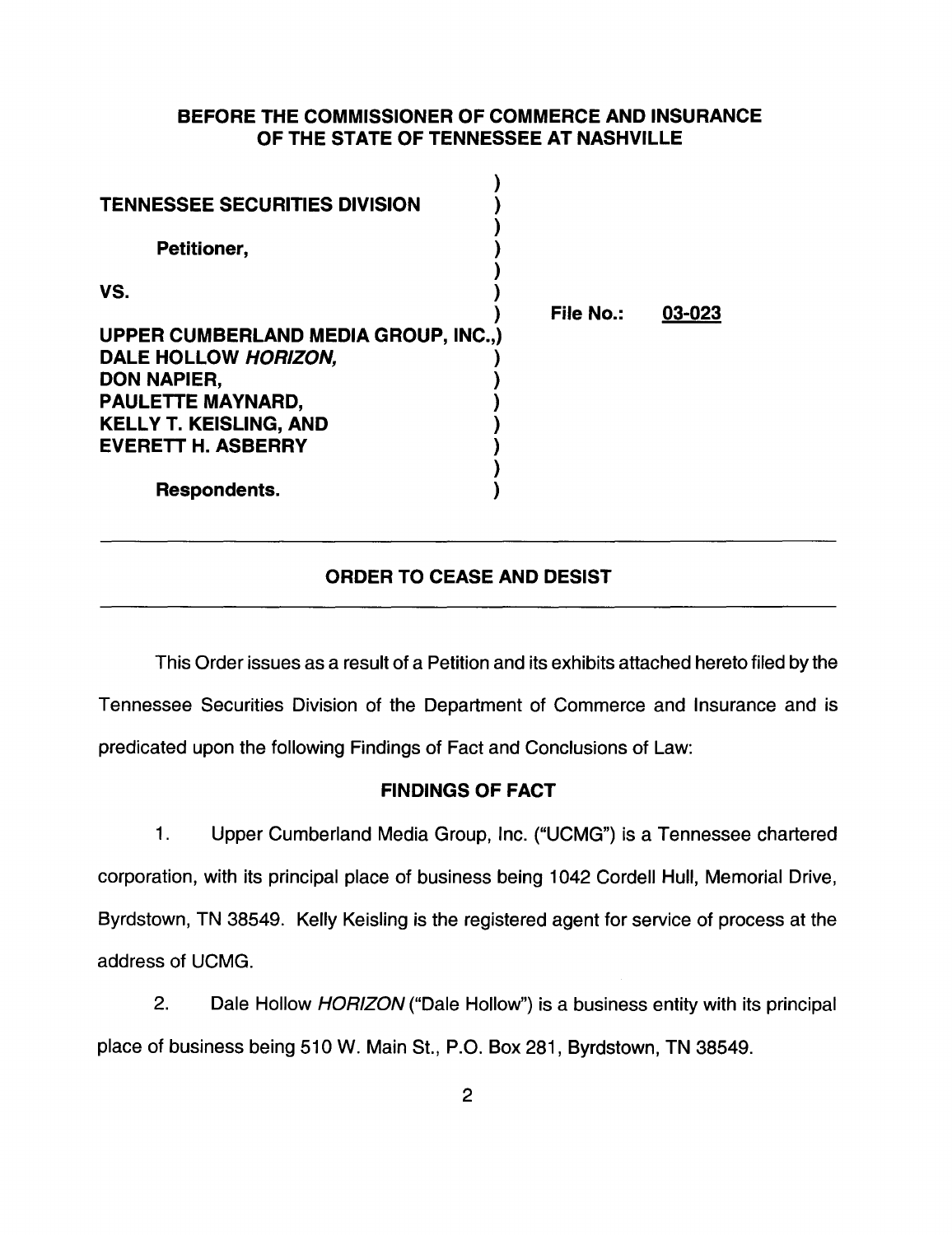**BEFORE THE COMMISSIONER OF COMMERCE AND INSURANCE OF THE STATE OF TENNESSEE AT NASHVILLE**

| | |
|---|---|
| **TENNESSEE SECURITIES DIVISION** | |
| **Petitioner,** | |
| **VS.** | **File No.: 03-023** |
| **UPPER CUMBERLAND MEDIA GROUP, INC., DALE HOLLOW *HORIZON*, DON NAPIER, PAULETTE MAYNARD, KELLY T. KEISLING, AND EVERETT H. ASBERRY** | |
| **Respondents.** | |

---

## ORDER TO CEASE AND DESIST

---

This Order issues as a result of a Petition and its exhibits attached hereto filed by the Tennessee Securities Division of the Department of Commerce and Insurance and is predicated upon the following Findings of Fact and Conclusions of Law:

### FINDINGS OF FACT

1. Upper Cumberland Media Group, Inc. ("UCMG") is a Tennessee chartered corporation, with its principal place of business being 1042 Cordell Hull, Memorial Drive, Byrdstown, TN 38549. Kelly Keisling is the registered agent for service of process at the address of UCMG.

2. Dale Hollow *HORIZON* ("Dale Hollow") is a business entity with its principal place of business being 510 W. Main St., P.O. Box 281, Byrdstown, TN 38549.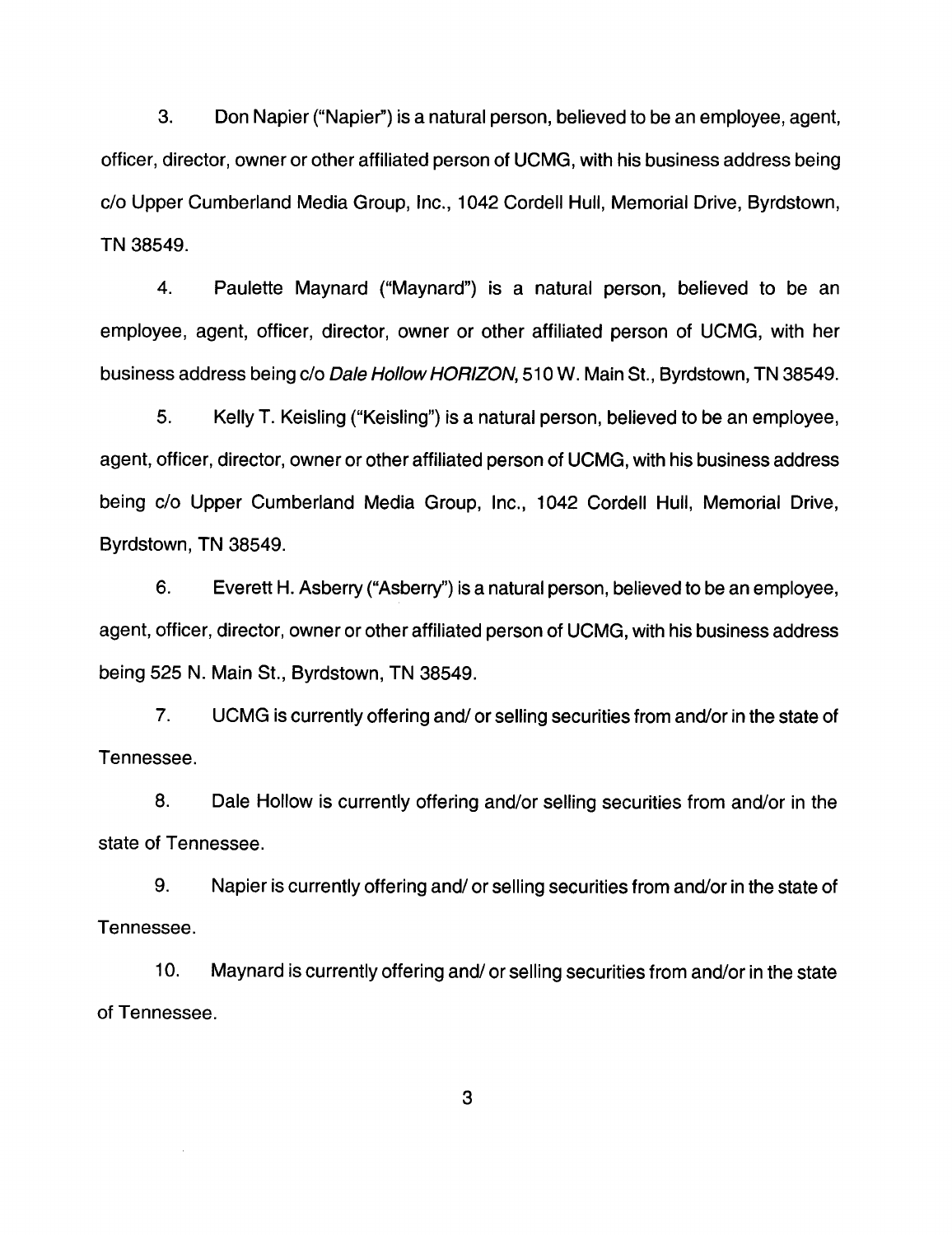3. Don Napier ("Napier") is a natural person, believed to be an employee, agent, officer, director, owner or other affiliated person of UCMG, with his business address being c/o Upper Cumberland Media Group, Inc., 1042 Cordell Hull, Memorial Drive, Byrdstown, TN 38549.

4. Paulette Maynard ("Maynard") is a natural person, believed to be an employee, agent, officer, director, owner or other affiliated person of UCMG, with her business address being c/o *Dale Hollow HORIZON*, 510 W. Main St., Byrdstown, TN 38549.

5. Kelly T. Keisling ("Keisling") is a natural person, believed to be an employee, agent, officer, director, owner or other affiliated person of UCMG, with his business address being c/o Upper Cumberland Media Group, Inc., 1042 Cordell Hull, Memorial Drive, Byrdstown, TN 38549.

6. Everett H. Asberry ("Asberry") is a natural person, believed to be an employee, agent, officer, director, owner or other affiliated person of UCMG, with his business address being 525 N. Main St., Byrdstown, TN 38549.

7. UCMG is currently offering and/ or selling securities from and/or in the state of Tennessee.

8. Dale Hollow is currently offering and/or selling securities from and/or in the state of Tennessee.

9. Napier is currently offering and/ or selling securities from and/or in the state of Tennessee.

10. Maynard is currently offering and/ or selling securities from and/or in the state of Tennessee.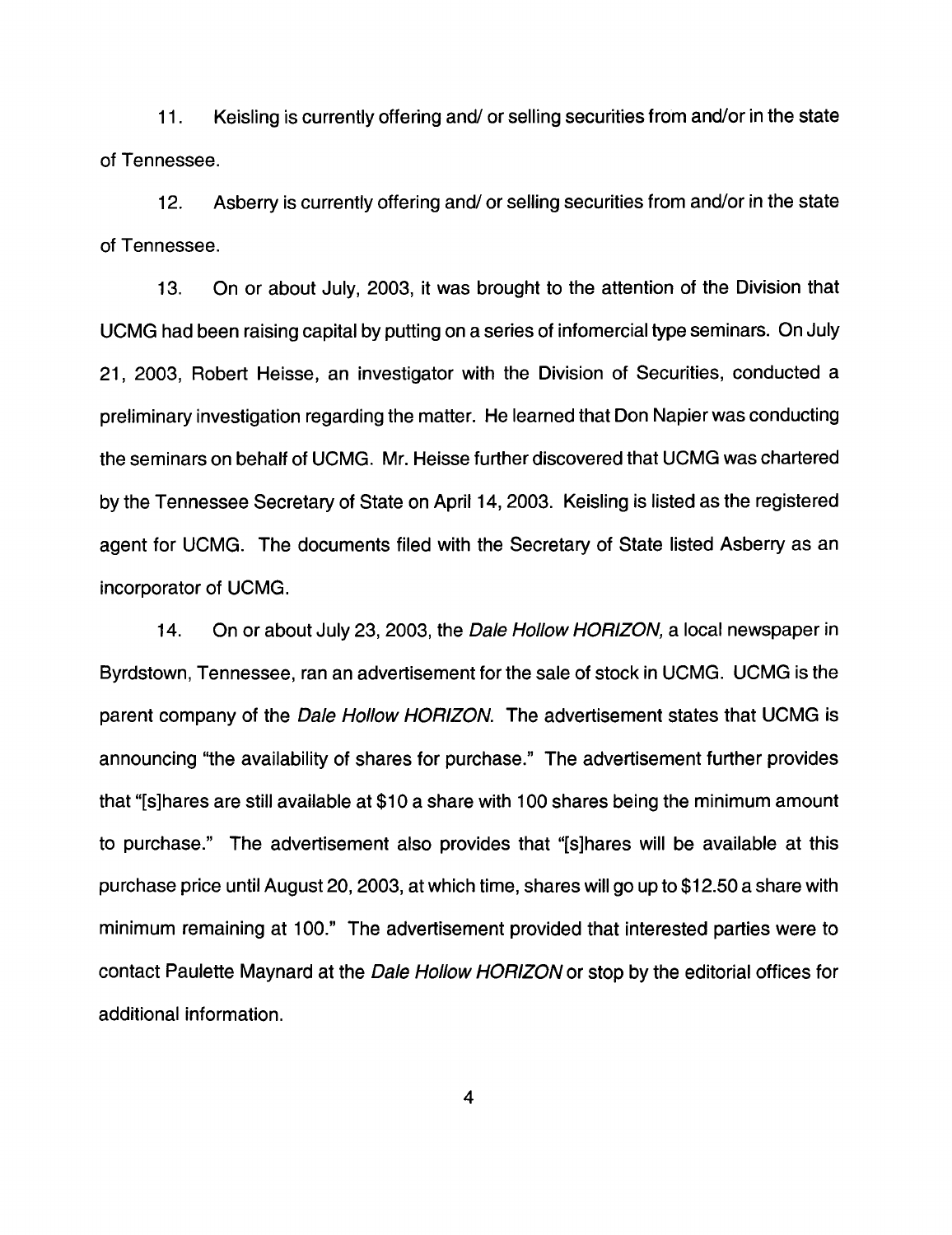11. Keisling is currently offering and/ or selling securities from and/or in the state of Tennessee.

12. Asberry is currently offering and/ or selling securities from and/or in the state of Tennessee.

13. On or about July, 2003, it was brought to the attention of the Division that UCMG had been raising capital by putting on a series of infomercial type seminars. On July 21, 2003, Robert Heisse, an investigator with the Division of Securities, conducted a preliminary investigation regarding the matter. He learned that Don Napier was conducting the seminars on behalf of UCMG. Mr. Heisse further discovered that UCMG was chartered by the Tennessee Secretary of State on April 14, 2003. Keisling is listed as the registered agent for UCMG. The documents filed with the Secretary of State listed Asberry as an incorporator of UCMG.

14. On or about July 23, 2003, the *Dale Hollow HORIZON,* a local newspaper in Byrdstown, Tennessee, ran an advertisement for the sale of stock in UCMG. UCMG is the parent company of the *Dale Hollow HORIZON.* The advertisement states that UCMG is announcing "the availability of shares for purchase." The advertisement further provides that "[s]hares are still available at $10 a share with 100 shares being the minimum amount to purchase." The advertisement also provides that "[s]hares will be available at this purchase price until August 20, 2003, at which time, shares will go up to $12.50 a share with minimum remaining at 100." The advertisement provided that interested parties were to contact Paulette Maynard at the *Dale Hollow HORIZON* or stop by the editorial offices for additional information.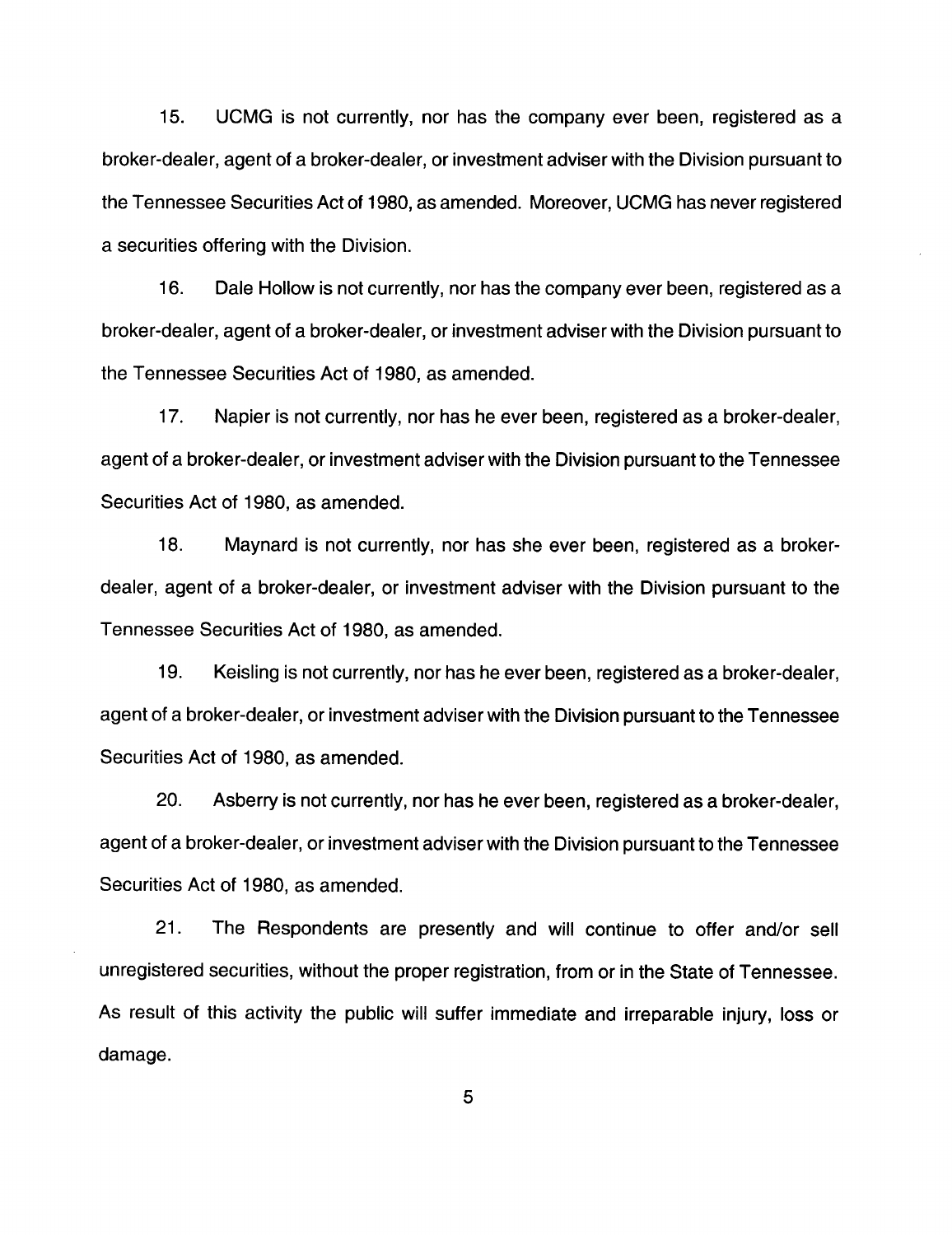15. UCMG is not currently, nor has the company ever been, registered as a broker-dealer, agent of a broker-dealer, or investment adviser with the Division pursuant to the Tennessee Securities Act of 1980, as amended. Moreover, UCMG has never registered a securities offering with the Division.

16. Dale Hollow is not currently, nor has the company ever been, registered as a broker-dealer, agent of a broker-dealer, or investment adviser with the Division pursuant to the Tennessee Securities Act of 1980, as amended.

17. Napier is not currently, nor has he ever been, registered as a broker-dealer, agent of a broker-dealer, or investment adviser with the Division pursuant to the Tennessee Securities Act of 1980, as amended.

18. Maynard is not currently, nor has she ever been, registered as a broker-dealer, agent of a broker-dealer, or investment adviser with the Division pursuant to the Tennessee Securities Act of 1980, as amended.

19. Keisling is not currently, nor has he ever been, registered as a broker-dealer, agent of a broker-dealer, or investment adviser with the Division pursuant to the Tennessee Securities Act of 1980, as amended.

20. Asberry is not currently, nor has he ever been, registered as a broker-dealer, agent of a broker-dealer, or investment adviser with the Division pursuant to the Tennessee Securities Act of 1980, as amended.

21. The Respondents are presently and will continue to offer and/or sell unregistered securities, without the proper registration, from or in the State of Tennessee. As result of this activity the public will suffer immediate and irreparable injury, loss or damage.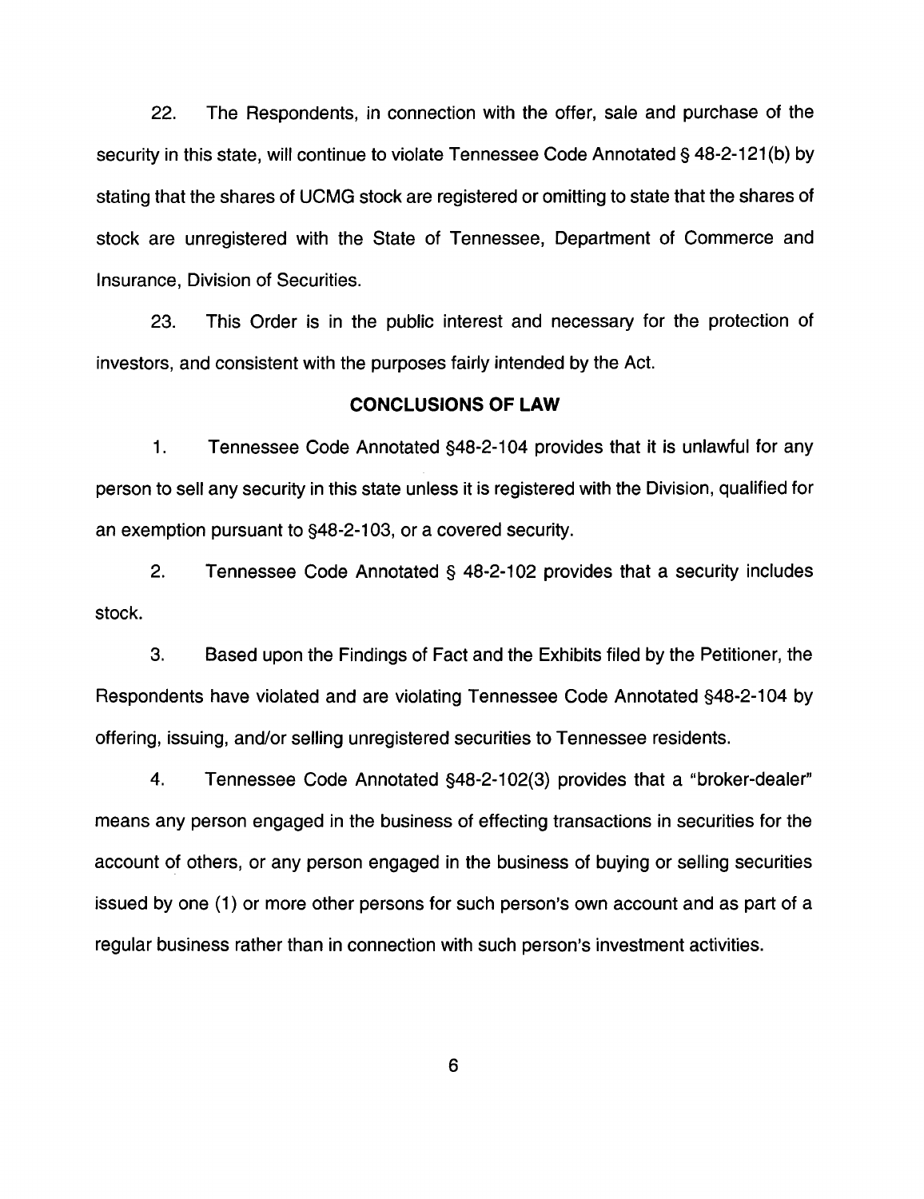22. The Respondents, in connection with the offer, sale and purchase of the security in this state, will continue to violate Tennessee Code Annotated § 48-2-121(b) by stating that the shares of UCMG stock are registered or omitting to state that the shares of stock are unregistered with the State of Tennessee, Department of Commerce and Insurance, Division of Securities.

23. This Order is in the public interest and necessary for the protection of investors, and consistent with the purposes fairly intended by the Act.

## CONCLUSIONS OF LAW

1. Tennessee Code Annotated §48-2-104 provides that it is unlawful for any person to sell any security in this state unless it is registered with the Division, qualified for an exemption pursuant to §48-2-103, or a covered security.

2. Tennessee Code Annotated § 48-2-102 provides that a security includes stock.

3. Based upon the Findings of Fact and the Exhibits filed by the Petitioner, the Respondents have violated and are violating Tennessee Code Annotated §48-2-104 by offering, issuing, and/or selling unregistered securities to Tennessee residents.

4. Tennessee Code Annotated §48-2-102(3) provides that a "broker-dealer" means any person engaged in the business of effecting transactions in securities for the account of others, or any person engaged in the business of buying or selling securities issued by one (1) or more other persons for such person's own account and as part of a regular business rather than in connection with such person's investment activities.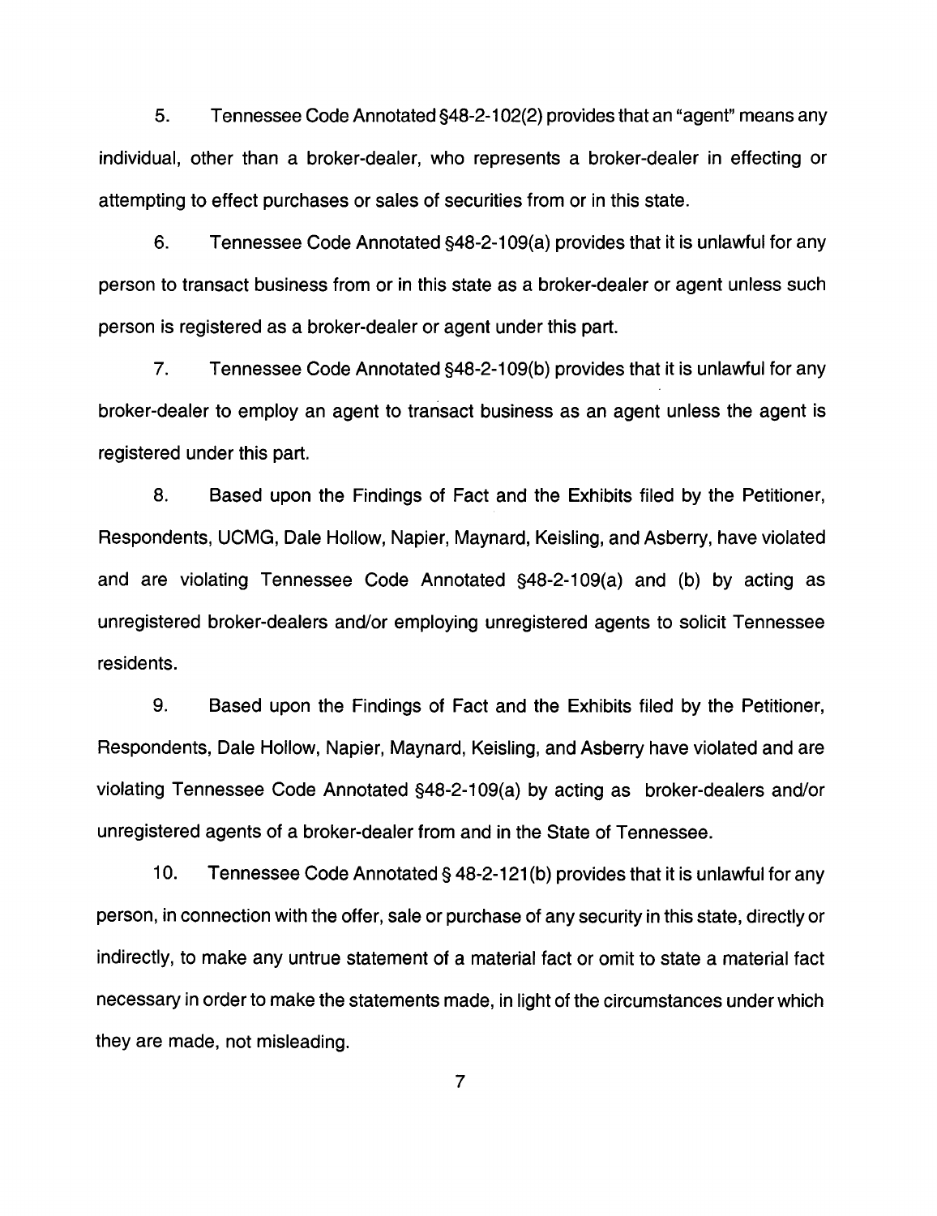5. Tennessee Code Annotated §48-2-102(2) provides that an "agent" means any individual, other than a broker-dealer, who represents a broker-dealer in effecting or attempting to effect purchases or sales of securities from or in this state.

6. Tennessee Code Annotated §48-2-109(a) provides that it is unlawful for any person to transact business from or in this state as a broker-dealer or agent unless such person is registered as a broker-dealer or agent under this part.

7. Tennessee Code Annotated §48-2-109(b) provides that it is unlawful for any broker-dealer to employ an agent to transact business as an agent unless the agent is registered under this part.

8. Based upon the Findings of Fact and the Exhibits filed by the Petitioner, Respondents, UCMG, Dale Hollow, Napier, Maynard, Keisling, and Asberry, have violated and are violating Tennessee Code Annotated §48-2-109(a) and (b) by acting as unregistered broker-dealers and/or employing unregistered agents to solicit Tennessee residents.

9. Based upon the Findings of Fact and the Exhibits filed by the Petitioner, Respondents, Dale Hollow, Napier, Maynard, Keisling, and Asberry have violated and are violating Tennessee Code Annotated §48-2-109(a) by acting as broker-dealers and/or unregistered agents of a broker-dealer from and in the State of Tennessee.

10. Tennessee Code Annotated § 48-2-121(b) provides that it is unlawful for any person, in connection with the offer, sale or purchase of any security in this state, directly or indirectly, to make any untrue statement of a material fact or omit to state a material fact necessary in order to make the statements made, in light of the circumstances under which they are made, not misleading.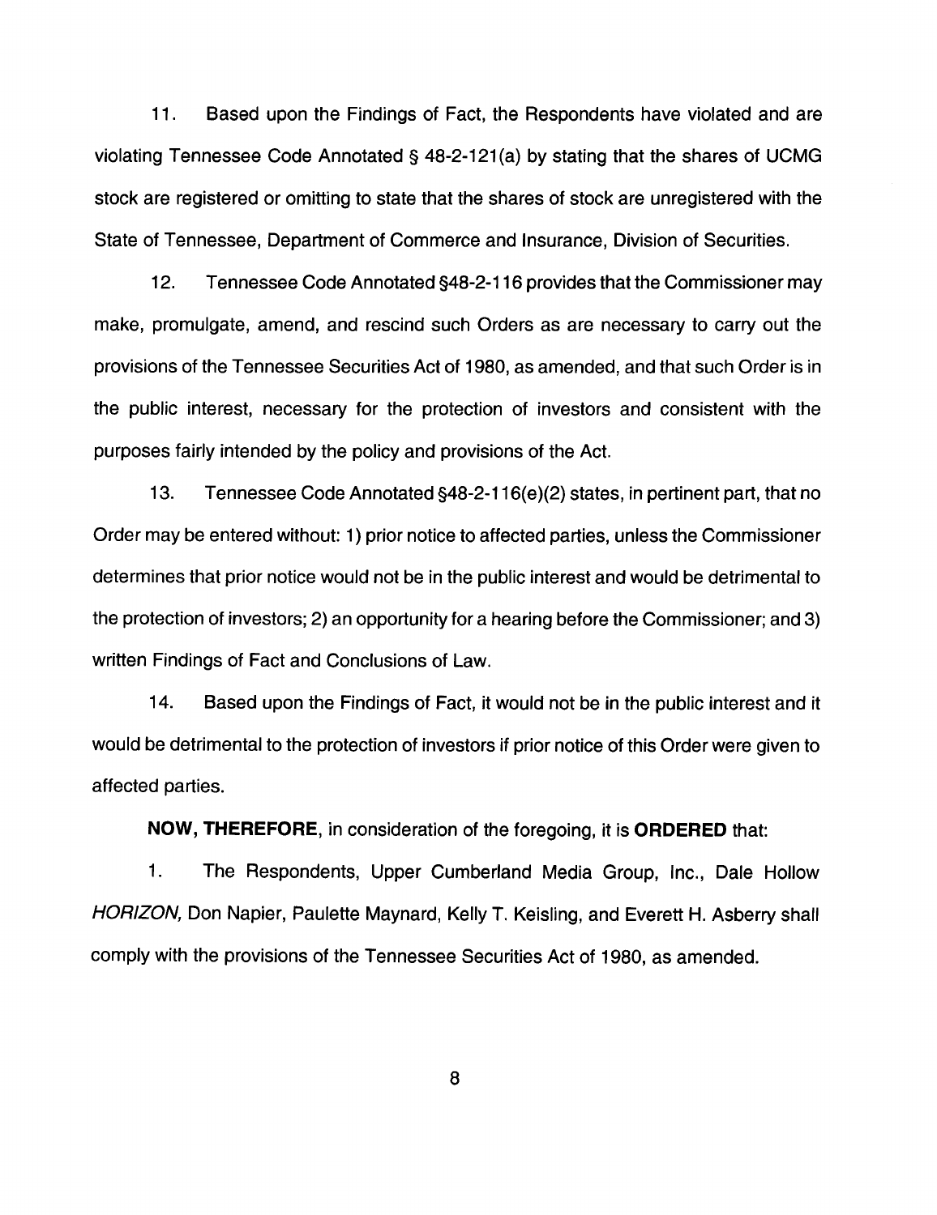11. Based upon the Findings of Fact, the Respondents have violated and are violating Tennessee Code Annotated § 48-2-121(a) by stating that the shares of UCMG stock are registered or omitting to state that the shares of stock are unregistered with the State of Tennessee, Department of Commerce and Insurance, Division of Securities.

12. Tennessee Code Annotated §48-2-116 provides that the Commissioner may make, promulgate, amend, and rescind such Orders as are necessary to carry out the provisions of the Tennessee Securities Act of 1980, as amended, and that such Order is in the public interest, necessary for the protection of investors and consistent with the purposes fairly intended by the policy and provisions of the Act.

13. Tennessee Code Annotated §48-2-116(e)(2) states, in pertinent part, that no Order may be entered without: 1) prior notice to affected parties, unless the Commissioner determines that prior notice would not be in the public interest and would be detrimental to the protection of investors; 2) an opportunity for a hearing before the Commissioner; and 3) written Findings of Fact and Conclusions of Law.

14. Based upon the Findings of Fact, it would not be in the public interest and it would be detrimental to the protection of investors if prior notice of this Order were given to affected parties.

**NOW, THEREFORE**, in consideration of the foregoing, it is **ORDERED** that:

1. The Respondents, Upper Cumberland Media Group, Inc., Dale Hollow *HORIZON,* Don Napier, Paulette Maynard, Kelly T. Keisling, and Everett H. Asberry shall comply with the provisions of the Tennessee Securities Act of 1980, as amended.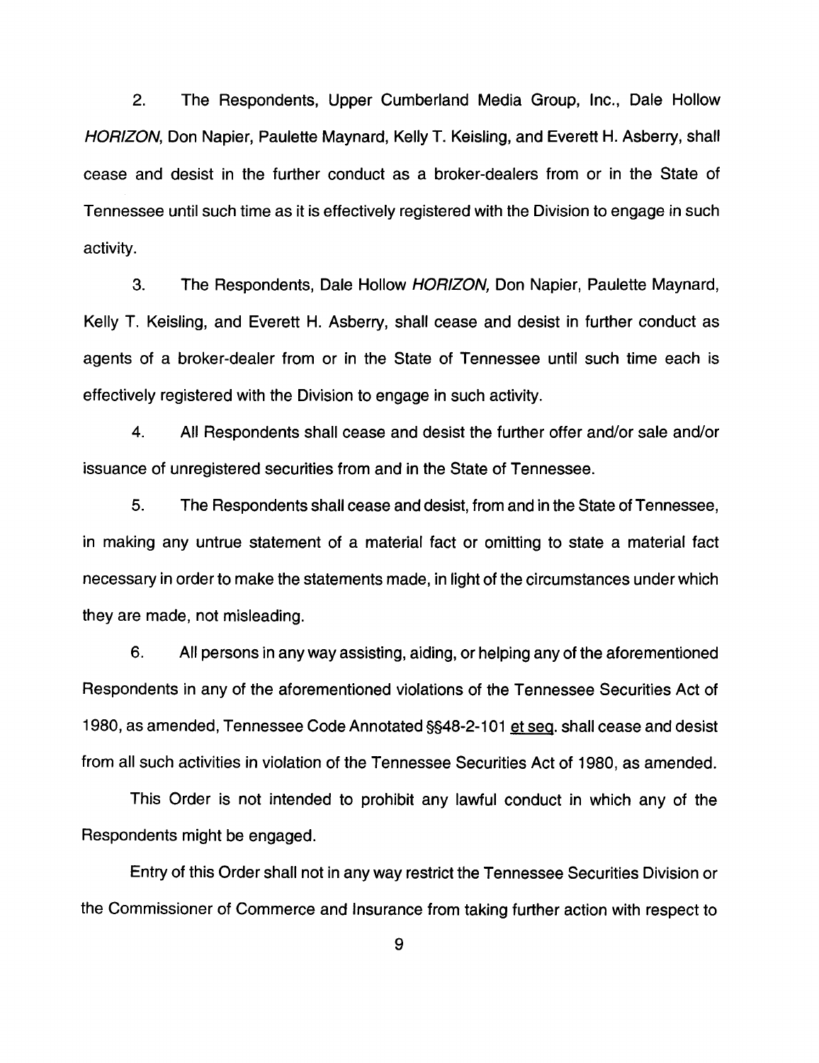2. The Respondents, Upper Cumberland Media Group, Inc., Dale Hollow *HORIZON*, Don Napier, Paulette Maynard, Kelly T. Keisling, and Everett H. Asberry, shall cease and desist in the further conduct as a broker-dealers from or in the State of Tennessee until such time as it is effectively registered with the Division to engage in such activity.

3. The Respondents, Dale Hollow *HORIZON,* Don Napier, Paulette Maynard, Kelly T. Keisling, and Everett H. Asberry, shall cease and desist in further conduct as agents of a broker-dealer from or in the State of Tennessee until such time each is effectively registered with the Division to engage in such activity.

4. All Respondents shall cease and desist the further offer and/or sale and/or issuance of unregistered securities from and in the State of Tennessee.

5. The Respondents shall cease and desist, from and in the State of Tennessee, in making any untrue statement of a material fact or omitting to state a material fact necessary in order to make the statements made, in light of the circumstances under which they are made, not misleading.

6. All persons in any way assisting, aiding, or helping any of the aforementioned Respondents in any of the aforementioned violations of the Tennessee Securities Act of 1980, as amended, Tennessee Code Annotated §§48-2-101 et seq. shall cease and desist from all such activities in violation of the Tennessee Securities Act of 1980, as amended.

This Order is not intended to prohibit any lawful conduct in which any of the Respondents might be engaged.

Entry of this Order shall not in any way restrict the Tennessee Securities Division or the Commissioner of Commerce and Insurance from taking further action with respect to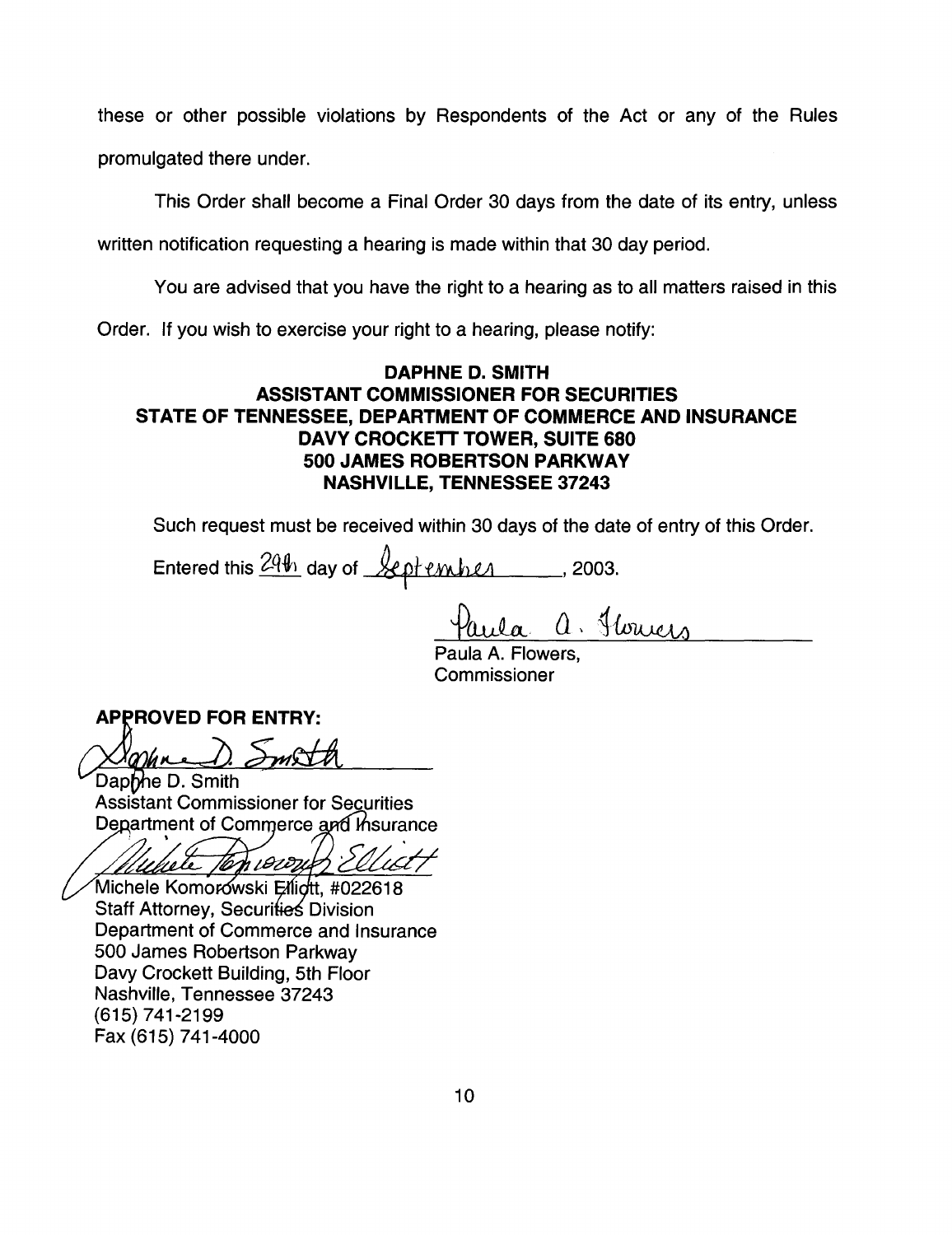these or other possible violations by Respondents of the Act or any of the Rules promulgated there under.

This Order shall become a Final Order 30 days from the date of its entry, unless written notification requesting a hearing is made within that 30 day period.

You are advised that you have the right to a hearing as to all matters raised in this Order. If you wish to exercise your right to a hearing, please notify:

**DAPHNE D. SMITH**
**ASSISTANT COMMISSIONER FOR SECURITIES**
**STATE OF TENNESSEE, DEPARTMENT OF COMMERCE AND INSURANCE**
**DAVY CROCKETT TOWER, SUITE 680**
**500 JAMES ROBERTSON PARKWAY**
**NASHVILLE, TENNESSEE 37243**

Such request must be received within 30 days of the date of entry of this Order.

Entered this 29th day of September, 2003.

Paula A. Flowers

Paula A. Flowers,
Commissioner

**APPROVED FOR ENTRY:**

Daphne D. Smith

Daphne D. Smith
Assistant Commissioner for Securities
Department of Commerce and Insurance

Michele Komorowski Elliott

Michele Komorowski Elliott, #022618
Staff Attorney, Securities Division
Department of Commerce and Insurance
500 James Robertson Parkway
Davy Crockett Building, 5th Floor
Nashville, Tennessee 37243
(615) 741-2199
Fax (615) 741-4000